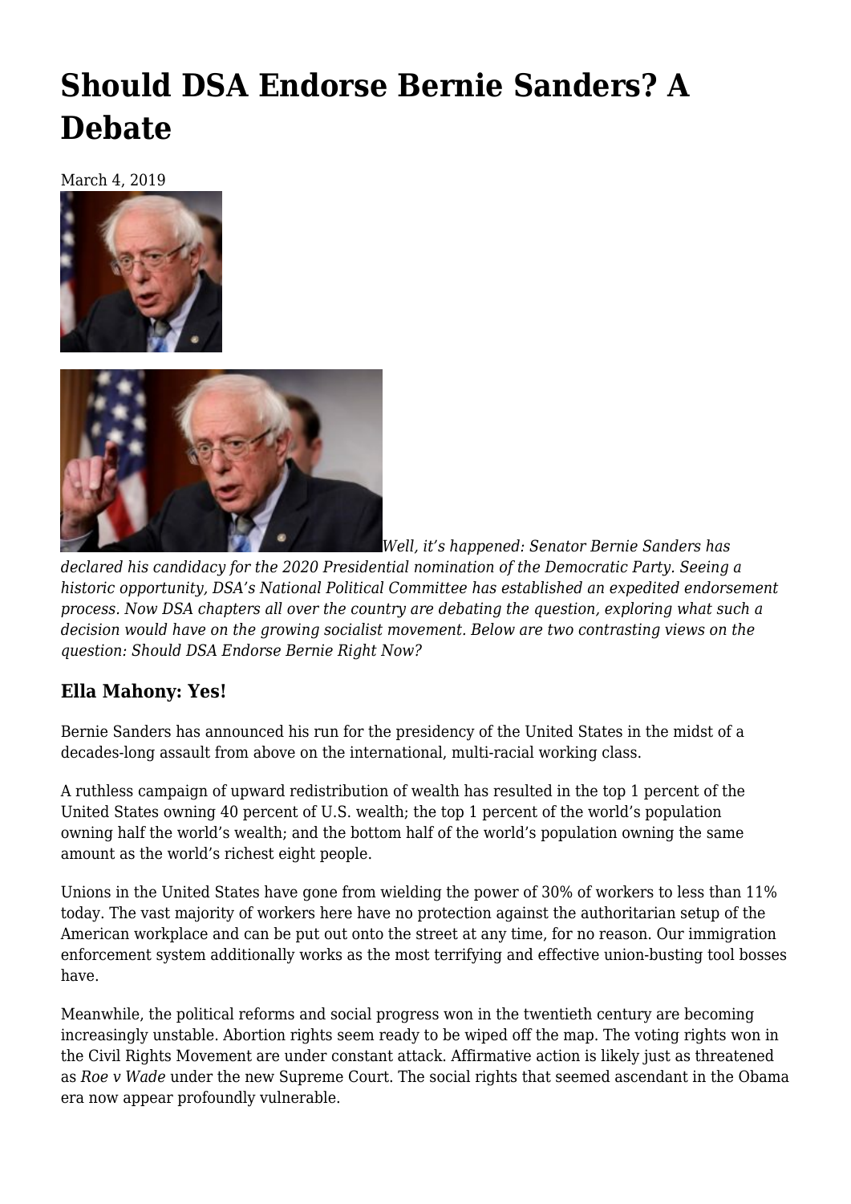# Should DSA Endorse Bernie Sanders? A Debate

March 4, 2019

*Well, it's happened: Senator Bernie Sanders has declared his candidacy for the 2020 Presidential nomination of the Democratic Party. Seeing a historic opportunity, DSA's National Political Committee has established an expedited endorsement process. Now DSA chapters all over the country are debating the question, exploring what such a decision would have on the growing socialist movement. Below are two contrasting views on the question: Should DSA Endorse Bernie Right Now?*

### Ella Mahony: Yes!

Bernie Sanders has announced his run for the presidency of the United States in the midst of a decades-long assault from above on the international, multi-racial working class.

A ruthless campaign of upward redistribution of wealth has resulted in the top 1 percent of the United States owning 40 percent of U.S. wealth; the top 1 percent of the world's population owning half the world's wealth; and the bottom half of the world's population owning the same amount as the world's richest eight people.

Unions in the United States have gone from wielding the power of 30% of workers to less than 11% today. The vast majority of workers here have no protection against the authoritarian setup of the American workplace and can be put out onto the street at any time, for no reason. Our immigration enforcement system additionally works as the most terrifying and effective union-busting tool bosses have.

Meanwhile, the political reforms and social progress won in the twentieth century are becoming increasingly unstable. Abortion rights seem ready to be wiped off the map. The voting rights won in the Civil Rights Movement are under constant attack. Affirmative action is likely just as threatened as *Roe v Wade* under the new Supreme Court. The social rights that seemed ascendant in the Obama era now appear profoundly vulnerable.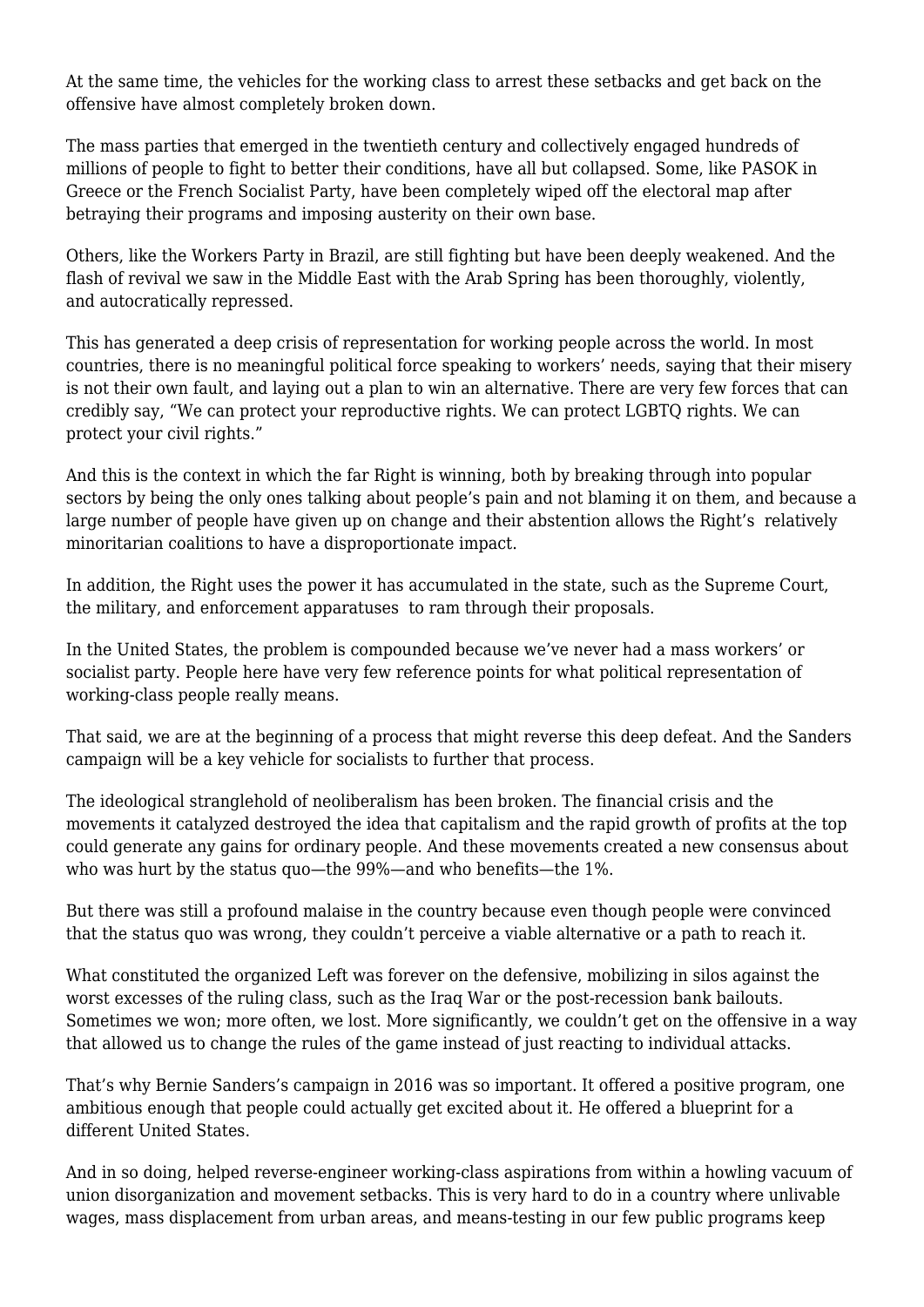At the same time, the vehicles for the working class to arrest these setbacks and get back on the offensive have almost completely broken down.

The mass parties that emerged in the twentieth century and collectively engaged hundreds of millions of people to fight to better their conditions, have all but collapsed. Some, like PASOK in Greece or the French Socialist Party, have been completely wiped off the electoral map after betraying their programs and imposing austerity on their own base.

Others, like the Workers Party in Brazil, are still fighting but have been deeply weakened. And the flash of revival we saw in the Middle East with the Arab Spring has been thoroughly, violently, and autocratically repressed.

This has generated a deep crisis of representation for working people across the world. In most countries, there is no meaningful political force speaking to workers' needs, saying that their misery is not their own fault, and laying out a plan to win an alternative. There are very few forces that can credibly say, "We can protect your reproductive rights. We can protect LGBTQ rights. We can protect your civil rights."

And this is the context in which the far Right is winning, both by breaking through into popular sectors by being the only ones talking about people's pain and not blaming it on them, and because a large number of people have given up on change and their abstention allows the Right's relatively minoritarian coalitions to have a disproportionate impact.

In addition, the Right uses the power it has accumulated in the state, such as the Supreme Court, the military, and enforcement apparatuses to ram through their proposals.

In the United States, the problem is compounded because we've never had a mass workers' or socialist party. People here have very few reference points for what political representation of working-class people really means.

That said, we are at the beginning of a process that might reverse this deep defeat. And the Sanders campaign will be a key vehicle for socialists to further that process.

The ideological stranglehold of neoliberalism has been broken. The financial crisis and the movements it catalyzed destroyed the idea that capitalism and the rapid growth of profits at the top could generate any gains for ordinary people. And these movements created a new consensus about who was hurt by the status quo—the 99%—and who benefits—the 1%.

But there was still a profound malaise in the country because even though people were convinced that the status quo was wrong, they couldn't perceive a viable alternative or a path to reach it.

What constituted the organized Left was forever on the defensive, mobilizing in silos against the worst excesses of the ruling class, such as the Iraq War or the post-recession bank bailouts. Sometimes we won; more often, we lost. More significantly, we couldn't get on the offensive in a way that allowed us to change the rules of the game instead of just reacting to individual attacks.

That's why Bernie Sanders's campaign in 2016 was so important. It offered a positive program, one ambitious enough that people could actually get excited about it. He offered a blueprint for a different United States.

And in so doing, helped reverse-engineer working-class aspirations from within a howling vacuum of union disorganization and movement setbacks. This is very hard to do in a country where unlivable wages, mass displacement from urban areas, and means-testing in our few public programs keep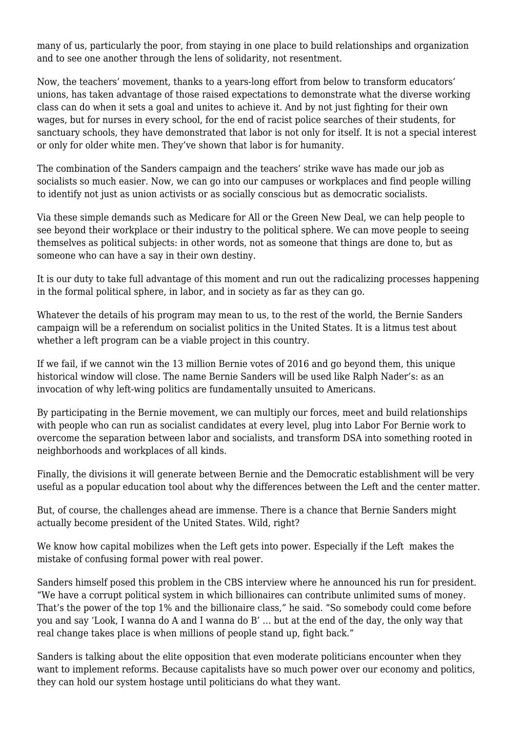many of us, particularly the poor, from staying in one place to build relationships and organization and to see one another through the lens of solidarity, not resentment.

Now, the teachers' movement, thanks to a years-long effort from below to transform educators' unions, has taken advantage of those raised expectations to demonstrate what the diverse working class can do when it sets a goal and unites to achieve it. And by not just fighting for their own wages, but for nurses in every school, for the end of racist police searches of their students, for sanctuary schools, they have demonstrated that labor is not only for itself. It is not a special interest or only for older white men. They've shown that labor is for humanity.

The combination of the Sanders campaign and the teachers' strike wave has made our job as socialists so much easier. Now, we can go into our campuses or workplaces and find people willing to identify not just as union activists or as socially conscious but as democratic socialists.

Via these simple demands such as Medicare for All or the Green New Deal, we can help people to see beyond their workplace or their industry to the political sphere. We can move people to seeing themselves as political subjects: in other words, not as someone that things are done to, but as someone who can have a say in their own destiny.

It is our duty to take full advantage of this moment and run out the radicalizing processes happening in the formal political sphere, in labor, and in society as far as they can go.

Whatever the details of his program may mean to us, to the rest of the world, the Bernie Sanders campaign will be a referendum on socialist politics in the United States. It is a litmus test about whether a left program can be a viable project in this country.

If we fail, if we cannot win the 13 million Bernie votes of 2016 and go beyond them, this unique historical window will close. The name Bernie Sanders will be used like Ralph Nader's: as an invocation of why left-wing politics are fundamentally unsuited to Americans.

By participating in the Bernie movement, we can multiply our forces, meet and build relationships with people who can run as socialist candidates at every level, plug into Labor For Bernie work to overcome the separation between labor and socialists, and transform DSA into something rooted in neighborhoods and workplaces of all kinds.

Finally, the divisions it will generate between Bernie and the Democratic establishment will be very useful as a popular education tool about why the differences between the Left and the center matter.

But, of course, the challenges ahead are immense. There is a chance that Bernie Sanders might actually become president of the United States. Wild, right?

We know how capital mobilizes when the Left gets into power. Especially if the Left makes the mistake of confusing formal power with real power.

Sanders himself posed this problem in the CBS interview where he announced his run for president. "We have a corrupt political system in which billionaires can contribute unlimited sums of money. That's the power of the top 1% and the billionaire class," he said. "So somebody could come before you and say 'Look, I wanna do A and I wanna do B' … but at the end of the day, the only way that real change takes place is when millions of people stand up, fight back."

Sanders is talking about the elite opposition that even moderate politicians encounter when they want to implement reforms. Because capitalists have so much power over our economy and politics, they can hold our system hostage until politicians do what they want.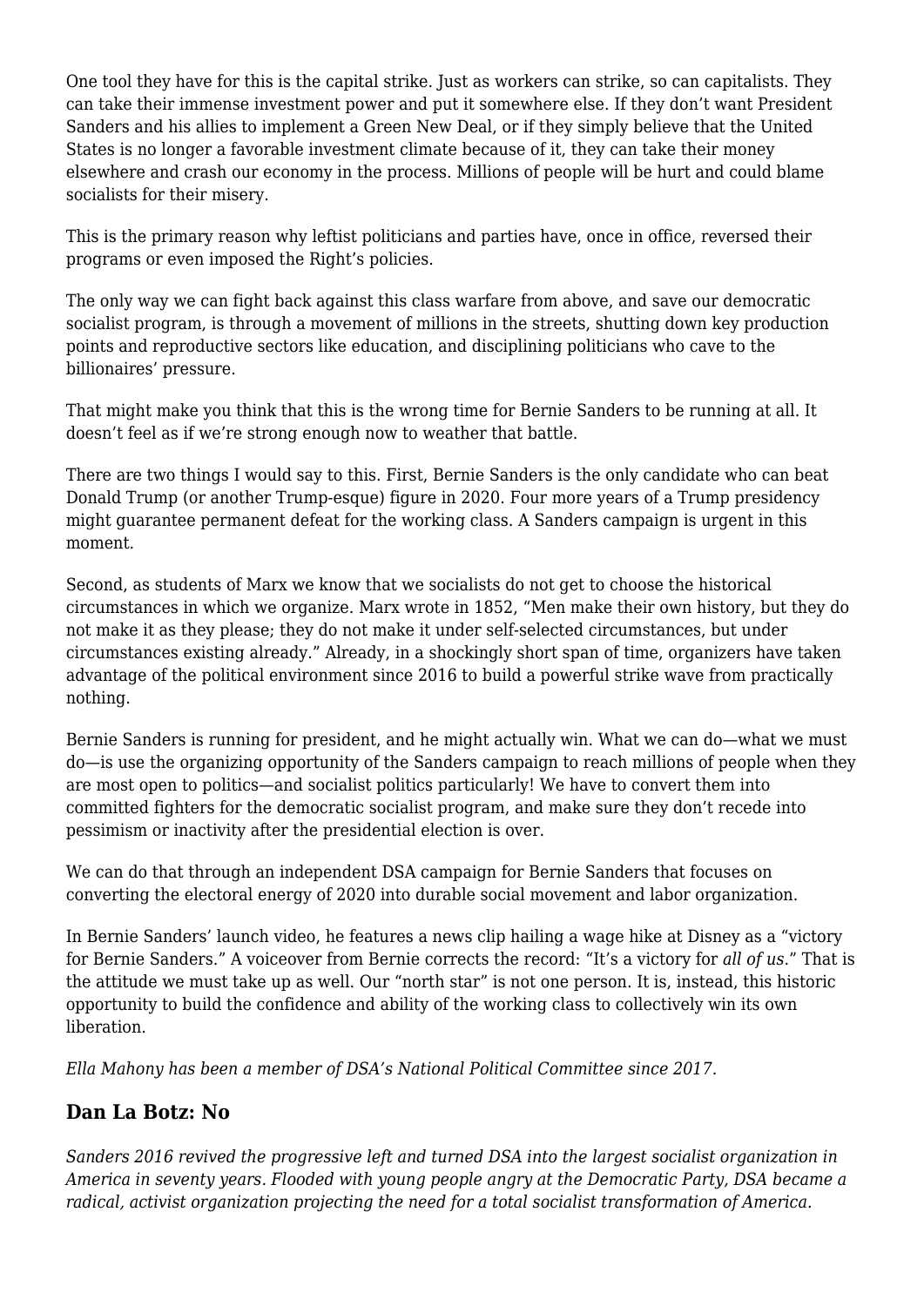One tool they have for this is the capital strike. Just as workers can strike, so can capitalists. They can take their immense investment power and put it somewhere else. If they don't want President Sanders and his allies to implement a Green New Deal, or if they simply believe that the United States is no longer a favorable investment climate because of it, they can take their money elsewhere and crash our economy in the process. Millions of people will be hurt and could blame socialists for their misery.

This is the primary reason why leftist politicians and parties have, once in office, reversed their programs or even imposed the Right's policies.

The only way we can fight back against this class warfare from above, and save our democratic socialist program, is through a movement of millions in the streets, shutting down key production points and reproductive sectors like education, and disciplining politicians who cave to the billionaires' pressure.

That might make you think that this is the wrong time for Bernie Sanders to be running at all. It doesn't feel as if we're strong enough now to weather that battle.

There are two things I would say to this. First, Bernie Sanders is the only candidate who can beat Donald Trump (or another Trump-esque) figure in 2020. Four more years of a Trump presidency might guarantee permanent defeat for the working class. A Sanders campaign is urgent in this moment.

Second, as students of Marx we know that we socialists do not get to choose the historical circumstances in which we organize. Marx wrote in 1852, "Men make their own history, but they do not make it as they please; they do not make it under self-selected circumstances, but under circumstances existing already." Already, in a shockingly short span of time, organizers have taken advantage of the political environment since 2016 to build a powerful strike wave from practically nothing.

Bernie Sanders is running for president, and he might actually win. What we can do—what we must do—is use the organizing opportunity of the Sanders campaign to reach millions of people when they are most open to politics—and socialist politics particularly! We have to convert them into committed fighters for the democratic socialist program, and make sure they don't recede into pessimism or inactivity after the presidential election is over.

We can do that through an independent DSA campaign for Bernie Sanders that focuses on converting the electoral energy of 2020 into durable social movement and labor organization.

In Bernie Sanders' launch video, he features a news clip hailing a wage hike at Disney as a "victory for Bernie Sanders." A voiceover from Bernie corrects the record: "It's a victory for *all of us*." That is the attitude we must take up as well. Our "north star" is not one person. It is, instead, this historic opportunity to build the confidence and ability of the working class to collectively win its own liberation.

*Ella Mahony has been a member of DSA's National Political Committee since 2017.*

### Dan La Botz: No

*Sanders 2016 revived the progressive left and turned DSA into the largest socialist organization in America in seventy years. Flooded with young people angry at the Democratic Party, DSA became a radical, activist organization projecting the need for a total socialist transformation of America.*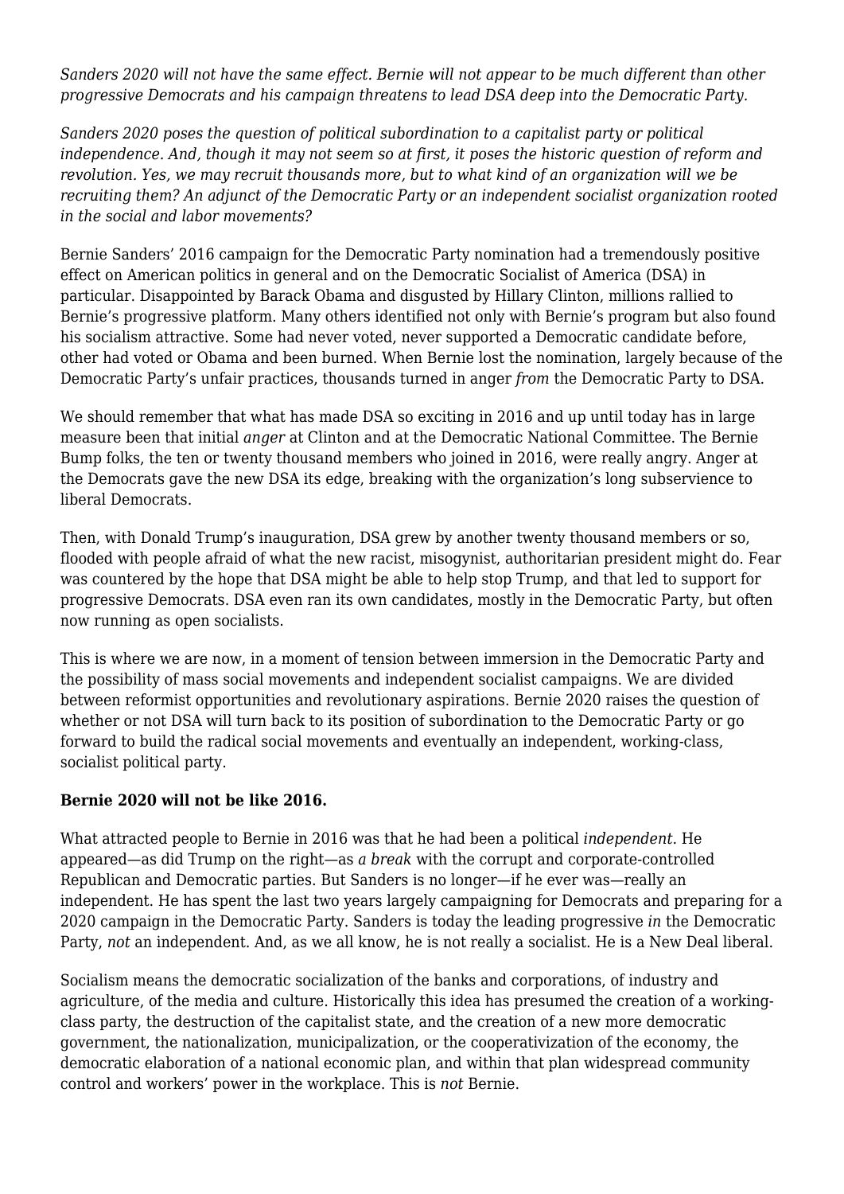*Sanders 2020 will not have the same effect. Bernie will not appear to be much different than other progressive Democrats and his campaign threatens to lead DSA deep into the Democratic Party.*

*Sanders 2020 poses the question of political subordination to a capitalist party or political independence. And, though it may not seem so at first, it poses the historic question of reform and revolution. Yes, we may recruit thousands more, but to what kind of an organization will we be recruiting them? An adjunct of the Democratic Party or an independent socialist organization rooted in the social and labor movements?*

Bernie Sanders' 2016 campaign for the Democratic Party nomination had a tremendously positive effect on American politics in general and on the Democratic Socialist of America (DSA) in particular. Disappointed by Barack Obama and disgusted by Hillary Clinton, millions rallied to Bernie's progressive platform. Many others identified not only with Bernie's program but also found his socialism attractive. Some had never voted, never supported a Democratic candidate before, other had voted or Obama and been burned. When Bernie lost the nomination, largely because of the Democratic Party's unfair practices, thousands turned in anger *from* the Democratic Party to DSA.

We should remember that what has made DSA so exciting in 2016 and up until today has in large measure been that initial *anger* at Clinton and at the Democratic National Committee. The Bernie Bump folks, the ten or twenty thousand members who joined in 2016, were really angry. Anger at the Democrats gave the new DSA its edge, breaking with the organization's long subservience to liberal Democrats.

Then, with Donald Trump's inauguration, DSA grew by another twenty thousand members or so, flooded with people afraid of what the new racist, misogynist, authoritarian president might do. Fear was countered by the hope that DSA might be able to help stop Trump, and that led to support for progressive Democrats. DSA even ran its own candidates, mostly in the Democratic Party, but often now running as open socialists.

This is where we are now, in a moment of tension between immersion in the Democratic Party and the possibility of mass social movements and independent socialist campaigns. We are divided between reformist opportunities and revolutionary aspirations. Bernie 2020 raises the question of whether or not DSA will turn back to its position of subordination to the Democratic Party or go forward to build the radical social movements and eventually an independent, working-class, socialist political party.

**Bernie 2020 will not be like 2016.**

What attracted people to Bernie in 2016 was that he had been a political *independent.* He appeared—as did Trump on the right—as *a break* with the corrupt and corporate-controlled Republican and Democratic parties. But Sanders is no longer—if he ever was—really an independent. He has spent the last two years largely campaigning for Democrats and preparing for a 2020 campaign in the Democratic Party. Sanders is today the leading progressive *in* the Democratic Party, *not* an independent. And, as we all know, he is not really a socialist. He is a New Deal liberal.

Socialism means the democratic socialization of the banks and corporations, of industry and agriculture, of the media and culture. Historically this idea has presumed the creation of a working-class party, the destruction of the capitalist state, and the creation of a new more democratic government, the nationalization, municipalization, or the cooperativization of the economy, the democratic elaboration of a national economic plan, and within that plan widespread community control and workers' power in the workplace. This is *not* Bernie.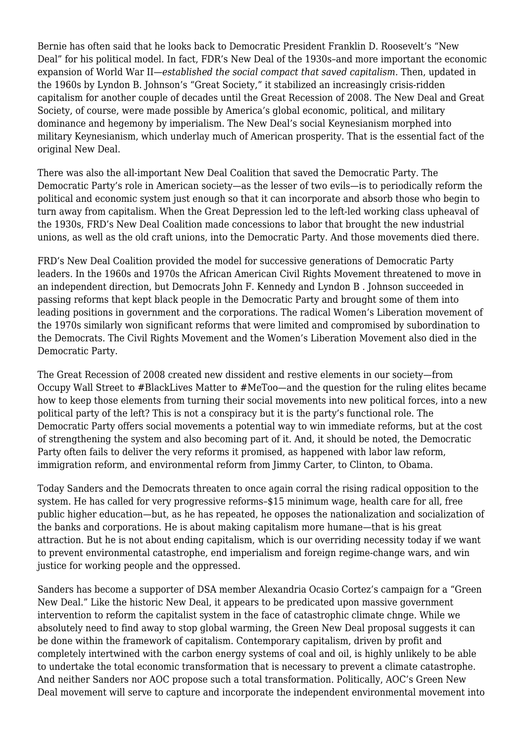Bernie has often said that he looks back to Democratic President Franklin D. Roosevelt's "New Deal" for his political model. In fact, FDR's New Deal of the 1930s–and more important the economic expansion of World War II—*established the social compact that saved capitalism.* Then, updated in the 1960s by Lyndon B. Johnson's "Great Society," it stabilized an increasingly crisis-ridden capitalism for another couple of decades until the Great Recession of 2008. The New Deal and Great Society, of course, were made possible by America's global economic, political, and military dominance and hegemony by imperialism. The New Deal's social Keynesianism morphed into military Keynesianism, which underlay much of American prosperity. That is the essential fact of the original New Deal.

There was also the all-important New Deal Coalition that saved the Democratic Party. The Democratic Party's role in American society—as the lesser of two evils—is to periodically reform the political and economic system just enough so that it can incorporate and absorb those who begin to turn away from capitalism. When the Great Depression led to the left-led working class upheaval of the 1930s, FRD's New Deal Coalition made concessions to labor that brought the new industrial unions, as well as the old craft unions, into the Democratic Party. And those movements died there.

FRD's New Deal Coalition provided the model for successive generations of Democratic Party leaders. In the 1960s and 1970s the African American Civil Rights Movement threatened to move in an independent direction, but Democrats John F. Kennedy and Lyndon B . Johnson succeeded in passing reforms that kept black people in the Democratic Party and brought some of them into leading positions in government and the corporations. The radical Women's Liberation movement of the 1970s similarly won significant reforms that were limited and compromised by subordination to the Democrats. The Civil Rights Movement and the Women's Liberation Movement also died in the Democratic Party.

The Great Recession of 2008 created new dissident and restive elements in our society—from Occupy Wall Street to #BlackLives Matter to #MeToo—and the question for the ruling elites became how to keep those elements from turning their social movements into new political forces, into a new political party of the left? This is not a conspiracy but it is the party's functional role. The Democratic Party offers social movements a potential way to win immediate reforms, but at the cost of strengthening the system and also becoming part of it. And, it should be noted, the Democratic Party often fails to deliver the very reforms it promised, as happened with labor law reform, immigration reform, and environmental reform from Jimmy Carter, to Clinton, to Obama.

Today Sanders and the Democrats threaten to once again corral the rising radical opposition to the system. He has called for very progressive reforms–$15 minimum wage, health care for all, free public higher education—but, as he has repeated, he opposes the nationalization and socialization of the banks and corporations. He is about making capitalism more humane—that is his great attraction. But he is not about ending capitalism, which is our overriding necessity today if we want to prevent environmental catastrophe, end imperialism and foreign regime-change wars, and win justice for working people and the oppressed.

Sanders has become a supporter of DSA member Alexandria Ocasio Cortez's campaign for a "Green New Deal." Like the historic New Deal, it appears to be predicated upon massive government intervention to reform the capitalist system in the face of catastrophic climate chnge. While we absolutely need to find away to stop global warming, the Green New Deal proposal suggests it can be done within the framework of capitalism. Contemporary capitalism, driven by profit and completely intertwined with the carbon energy systems of coal and oil, is highly unlikely to be able to undertake the total economic transformation that is necessary to prevent a climate catastrophe. And neither Sanders nor AOC propose such a total transformation. Politically, AOC's Green New Deal movement will serve to capture and incorporate the independent environmental movement into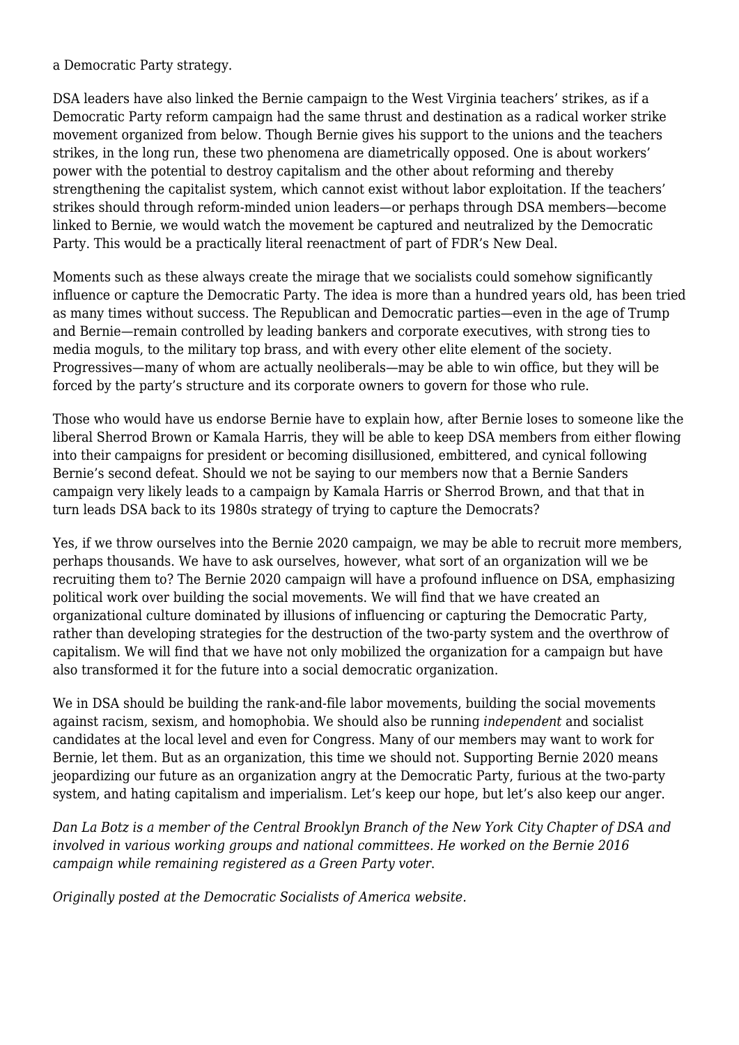a Democratic Party strategy.

DSA leaders have also linked the Bernie campaign to the West Virginia teachers' strikes, as if a Democratic Party reform campaign had the same thrust and destination as a radical worker strike movement organized from below. Though Bernie gives his support to the unions and the teachers strikes, in the long run, these two phenomena are diametrically opposed. One is about workers' power with the potential to destroy capitalism and the other about reforming and thereby strengthening the capitalist system, which cannot exist without labor exploitation. If the teachers' strikes should through reform-minded union leaders—or perhaps through DSA members—become linked to Bernie, we would watch the movement be captured and neutralized by the Democratic Party. This would be a practically literal reenactment of part of FDR's New Deal.

Moments such as these always create the mirage that we socialists could somehow significantly influence or capture the Democratic Party. The idea is more than a hundred years old, has been tried as many times without success. The Republican and Democratic parties—even in the age of Trump and Bernie—remain controlled by leading bankers and corporate executives, with strong ties to media moguls, to the military top brass, and with every other elite element of the society. Progressives—many of whom are actually neoliberals—may be able to win office, but they will be forced by the party's structure and its corporate owners to govern for those who rule.

Those who would have us endorse Bernie have to explain how, after Bernie loses to someone like the liberal Sherrod Brown or Kamala Harris, they will be able to keep DSA members from either flowing into their campaigns for president or becoming disillusioned, embittered, and cynical following Bernie's second defeat. Should we not be saying to our members now that a Bernie Sanders campaign very likely leads to a campaign by Kamala Harris or Sherrod Brown, and that that in turn leads DSA back to its 1980s strategy of trying to capture the Democrats?

Yes, if we throw ourselves into the Bernie 2020 campaign, we may be able to recruit more members, perhaps thousands. We have to ask ourselves, however, what sort of an organization will we be recruiting them to? The Bernie 2020 campaign will have a profound influence on DSA, emphasizing political work over building the social movements. We will find that we have created an organizational culture dominated by illusions of influencing or capturing the Democratic Party, rather than developing strategies for the destruction of the two-party system and the overthrow of capitalism. We will find that we have not only mobilized the organization for a campaign but have also transformed it for the future into a social democratic organization.

We in DSA should be building the rank-and-file labor movements, building the social movements against racism, sexism, and homophobia. We should also be running *independent* and socialist candidates at the local level and even for Congress. Many of our members may want to work for Bernie, let them. But as an organization, this time we should not. Supporting Bernie 2020 means jeopardizing our future as an organization angry at the Democratic Party, furious at the two-party system, and hating capitalism and imperialism. Let's keep our hope, but let's also keep our anger.

*Dan La Botz is a member of the Central Brooklyn Branch of the New York City Chapter of DSA and involved in various working groups and national committees. He worked on the Bernie 2016 campaign while remaining registered as a Green Party voter.*

*Originally posted at the Democratic Socialists of America website.*